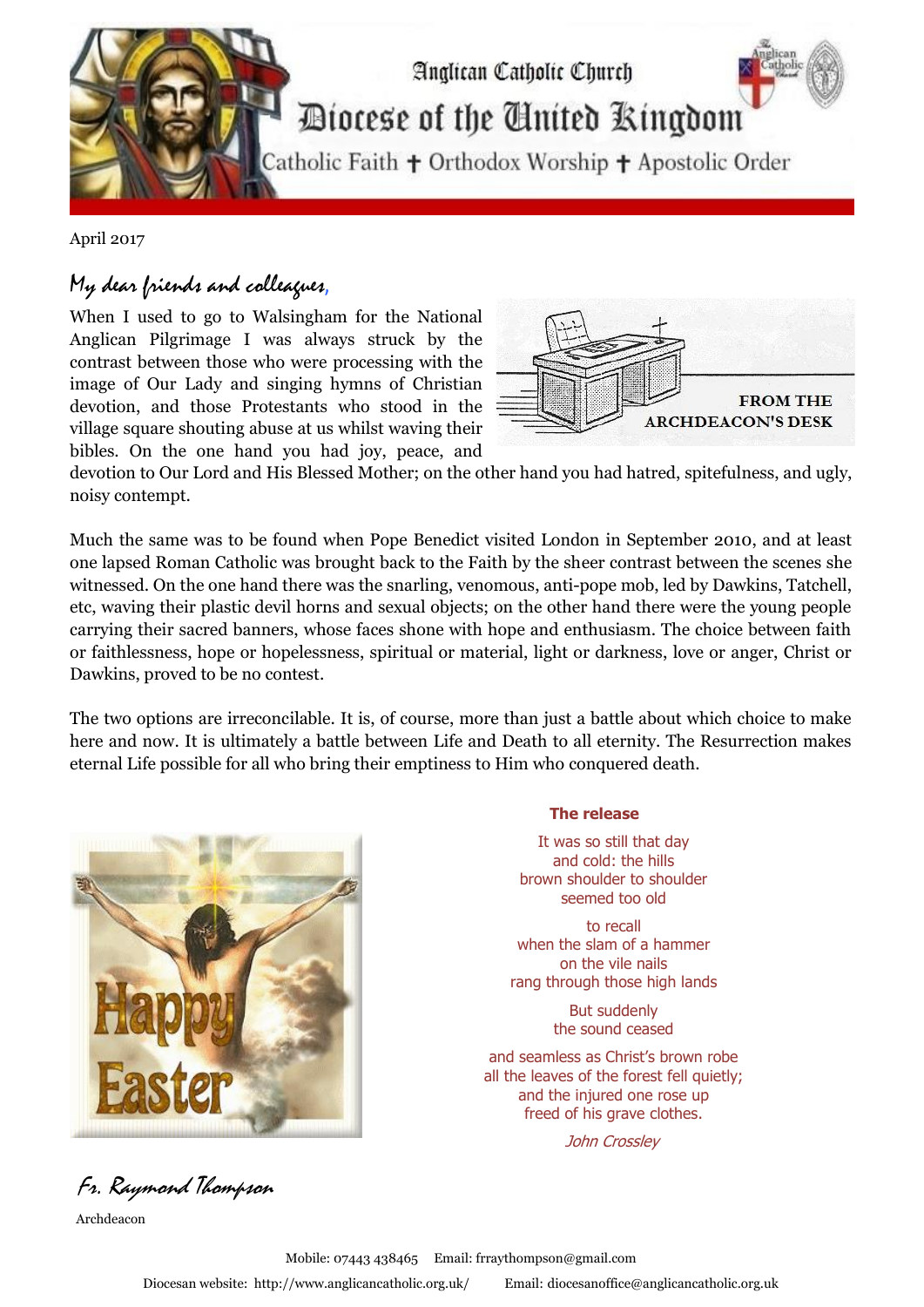# Anglican Catholic Church

## Diocese of the United Kingdom

Catholic Faith ✝ Orthodox Worship ✝ Apostolic Order

April 2017

FROM THE ARCHDEACON'S DESK

*My dear friends and colleagues,*

When I used to go to Walsingham for the National Anglican Pilgrimage I was always struck by the contrast between those who were processing with the image of Our Lady and singing hymns of Christian devotion, and those Protestants who stood in the village square shouting abuse at us whilst waving their bibles. On the one hand you had joy, peace, and devotion to Our Lord and His Blessed Mother; on the other hand you had hatred, spitefulness, and ugly, noisy contempt.

Much the same was to be found when Pope Benedict visited London in September 2010, and at least one lapsed Roman Catholic was brought back to the Faith by the sheer contrast between the scenes she witnessed. On the one hand there was the snarling, venomous, anti-pope mob, led by Dawkins, Tatchell, etc, waving their plastic devil horns and sexual objects; on the other hand there were the young people carrying their sacred banners, whose faces shone with hope and enthusiasm. The choice between faith or faithlessness, hope or hopelessness, spiritual or material, light or darkness, love or anger, Christ or Dawkins, proved to be no contest.

The two options are irreconcilable. It is, of course, more than just a battle about which choice to make here and now. It is ultimately a battle between Life and Death to all eternity. The Resurrection makes eternal Life possible for all who bring their emptiness to Him who conquered death.

Happy Easter

**The release**

It was so still that day
and cold: the hills
brown shoulder to shoulder
seemed too old

to recall
when the slam of a hammer
on the vile nails
rang through those high lands

But suddenly
the sound ceased

and seamless as Christ's brown robe
all the leaves of the forest fell quietly;
and the injured one rose up
freed of his grave clothes.

*John Crossley*

*Fr. Raymond Thompson*

Archdeacon

Mobile: 07443 438465 Email: frraythompson@gmail.com

Diocesan website: http://www.anglicancatholic.org.uk/ Email: diocesanoffice@anglicancatholic.org.uk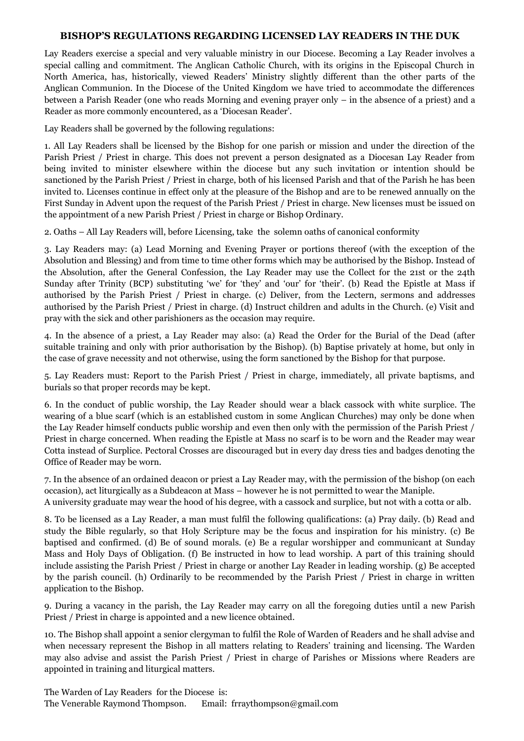## BISHOP'S REGULATIONS REGARDING LICENSED LAY READERS IN THE DUK

Lay Readers exercise a special and very valuable ministry in our Diocese. Becoming a Lay Reader involves a special calling and commitment. The Anglican Catholic Church, with its origins in the Episcopal Church in North America, has, historically, viewed Readers' Ministry slightly different than the other parts of the Anglican Communion. In the Diocese of the United Kingdom we have tried to accommodate the differences between a Parish Reader (one who reads Morning and evening prayer only – in the absence of a priest) and a Reader as more commonly encountered, as a 'Diocesan Reader'.

Lay Readers shall be governed by the following regulations:

1. All Lay Readers shall be licensed by the Bishop for one parish or mission and under the direction of the Parish Priest / Priest in charge. This does not prevent a person designated as a Diocesan Lay Reader from being invited to minister elsewhere within the diocese but any such invitation or intention should be sanctioned by the Parish Priest / Priest in charge, both of his licensed Parish and that of the Parish he has been invited to. Licenses continue in effect only at the pleasure of the Bishop and are to be renewed annually on the First Sunday in Advent upon the request of the Parish Priest / Priest in charge. New licenses must be issued on the appointment of a new Parish Priest / Priest in charge or Bishop Ordinary.

2. Oaths – All Lay Readers will, before Licensing, take the solemn oaths of canonical conformity

3. Lay Readers may: (a) Lead Morning and Evening Prayer or portions thereof (with the exception of the Absolution and Blessing) and from time to time other forms which may be authorised by the Bishop. Instead of the Absolution, after the General Confession, the Lay Reader may use the Collect for the 21st or the 24th Sunday after Trinity (BCP) substituting 'we' for 'they' and 'our' for 'their'. (b) Read the Epistle at Mass if authorised by the Parish Priest / Priest in charge. (c) Deliver, from the Lectern, sermons and addresses authorised by the Parish Priest / Priest in charge. (d) Instruct children and adults in the Church. (e) Visit and pray with the sick and other parishioners as the occasion may require.

4. In the absence of a priest, a Lay Reader may also: (a) Read the Order for the Burial of the Dead (after suitable training and only with prior authorisation by the Bishop). (b) Baptise privately at home, but only in the case of grave necessity and not otherwise, using the form sanctioned by the Bishop for that purpose.

5. Lay Readers must: Report to the Parish Priest / Priest in charge, immediately, all private baptisms, and burials so that proper records may be kept.

6. In the conduct of public worship, the Lay Reader should wear a black cassock with white surplice. The wearing of a blue scarf (which is an established custom in some Anglican Churches) may only be done when the Lay Reader himself conducts public worship and even then only with the permission of the Parish Priest / Priest in charge concerned. When reading the Epistle at Mass no scarf is to be worn and the Reader may wear Cotta instead of Surplice. Pectoral Crosses are discouraged but in every day dress ties and badges denoting the Office of Reader may be worn.

7. In the absence of an ordained deacon or priest a Lay Reader may, with the permission of the bishop (on each occasion), act liturgically as a Subdeacon at Mass – however he is not permitted to wear the Maniple.
A university graduate may wear the hood of his degree, with a cassock and surplice, but not with a cotta or alb.

8. To be licensed as a Lay Reader, a man must fulfil the following qualifications: (a) Pray daily. (b) Read and study the Bible regularly, so that Holy Scripture may be the focus and inspiration for his ministry. (c) Be baptised and confirmed. (d) Be of sound morals. (e) Be a regular worshipper and communicant at Sunday Mass and Holy Days of Obligation. (f) Be instructed in how to lead worship. A part of this training should include assisting the Parish Priest / Priest in charge or another Lay Reader in leading worship. (g) Be accepted by the parish council. (h) Ordinarily to be recommended by the Parish Priest / Priest in charge in written application to the Bishop.

9. During a vacancy in the parish, the Lay Reader may carry on all the foregoing duties until a new Parish Priest / Priest in charge is appointed and a new licence obtained.

10. The Bishop shall appoint a senior clergyman to fulfil the Role of Warden of Readers and he shall advise and when necessary represent the Bishop in all matters relating to Readers' training and licensing. The Warden may also advise and assist the Parish Priest / Priest in charge of Parishes or Missions where Readers are appointed in training and liturgical matters.

The Warden of Lay Readers for the Diocese is:
The Venerable Raymond Thompson. Email: frraythompson@gmail.com